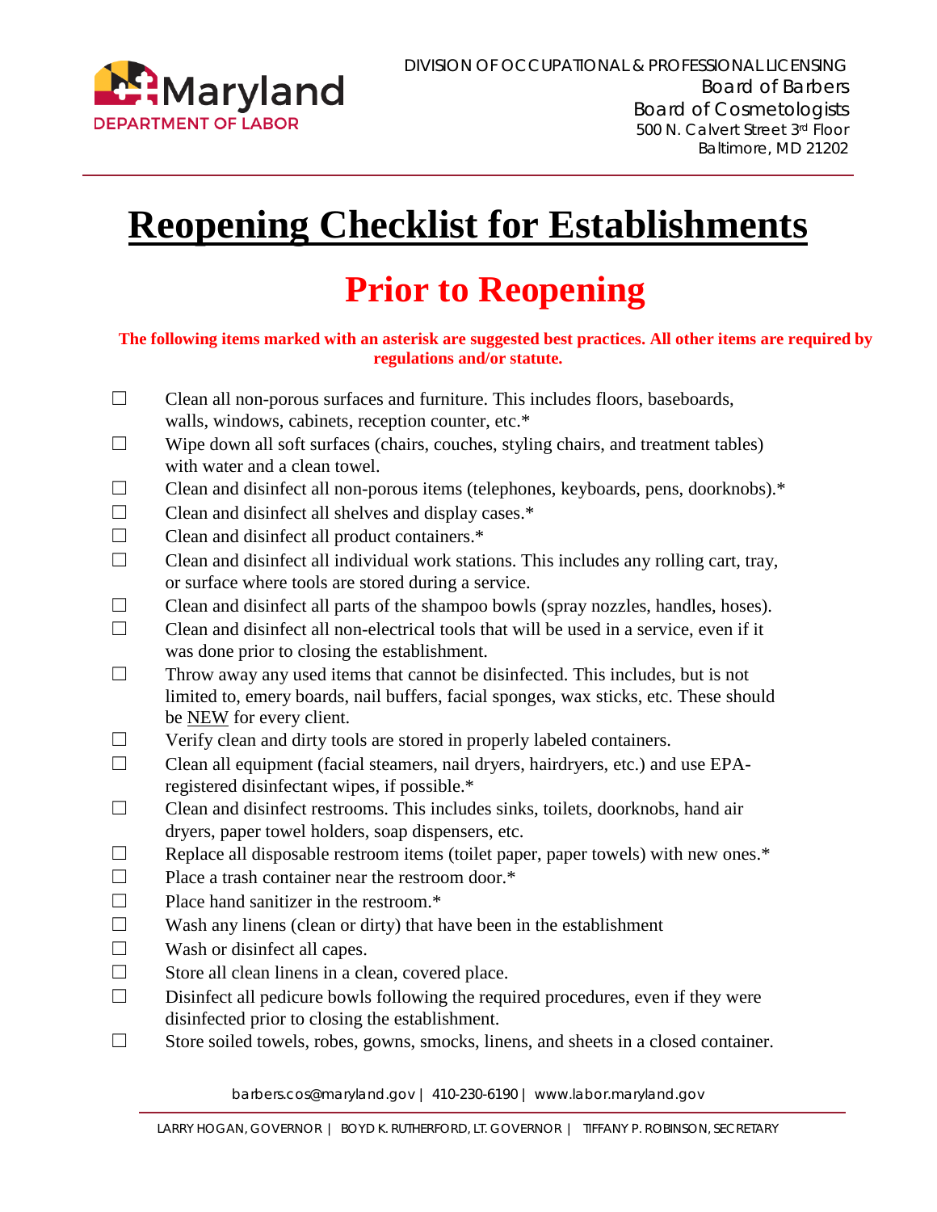DIVISION OF OCCUPATIONAL & PROFESSIONAL LICENSING
Board of Barbers
Board of Cosmetologists
500 N. Calvert Street 3rd Floor
Baltimore, MD 21202

# Reopening Checklist for Establishments

## Prior to Reopening

**The following items marked with an asterisk are suggested best practices. All other items are required by regulations and/or statute.**

- ☐ Clean all non-porous surfaces and furniture. This includes floors, baseboards, walls, windows, cabinets, reception counter, etc.*
- ☐ Wipe down all soft surfaces (chairs, couches, styling chairs, and treatment tables) with water and a clean towel.
- ☐ Clean and disinfect all non-porous items (telephones, keyboards, pens, doorknobs).*
- ☐ Clean and disinfect all shelves and display cases.*
- ☐ Clean and disinfect all product containers.*
- ☐ Clean and disinfect all individual work stations. This includes any rolling cart, tray, or surface where tools are stored during a service.
- ☐ Clean and disinfect all parts of the shampoo bowls (spray nozzles, handles, hoses).
- ☐ Clean and disinfect all non-electrical tools that will be used in a service, even if it was done prior to closing the establishment.
- ☐ Throw away any used items that cannot be disinfected. This includes, but is not limited to, emery boards, nail buffers, facial sponges, wax sticks, etc. These should be NEW for every client.
- ☐ Verify clean and dirty tools are stored in properly labeled containers.
- ☐ Clean all equipment (facial steamers, nail dryers, hairdryers, etc.) and use EPA-registered disinfectant wipes, if possible.*
- ☐ Clean and disinfect restrooms. This includes sinks, toilets, doorknobs, hand air dryers, paper towel holders, soap dispensers, etc.
- ☐ Replace all disposable restroom items (toilet paper, paper towels) with new ones.*
- ☐ Place a trash container near the restroom door.*
- ☐ Place hand sanitizer in the restroom.*
- ☐ Wash any linens (clean or dirty) that have been in the establishment
- ☐ Wash or disinfect all capes.
- ☐ Store all clean linens in a clean, covered place.
- ☐ Disinfect all pedicure bowls following the required procedures, even if they were disinfected prior to closing the establishment.
- ☐ Store soiled towels, robes, gowns, smocks, linens, and sheets in a closed container.

barbers.cos@maryland.gov | 410-230-6190 | www.labor.maryland.gov

LARRY HOGAN, GOVERNOR | BOYD K. RUTHERFORD, LT. GOVERNOR | TIFFANY P. ROBINSON, SECRETARY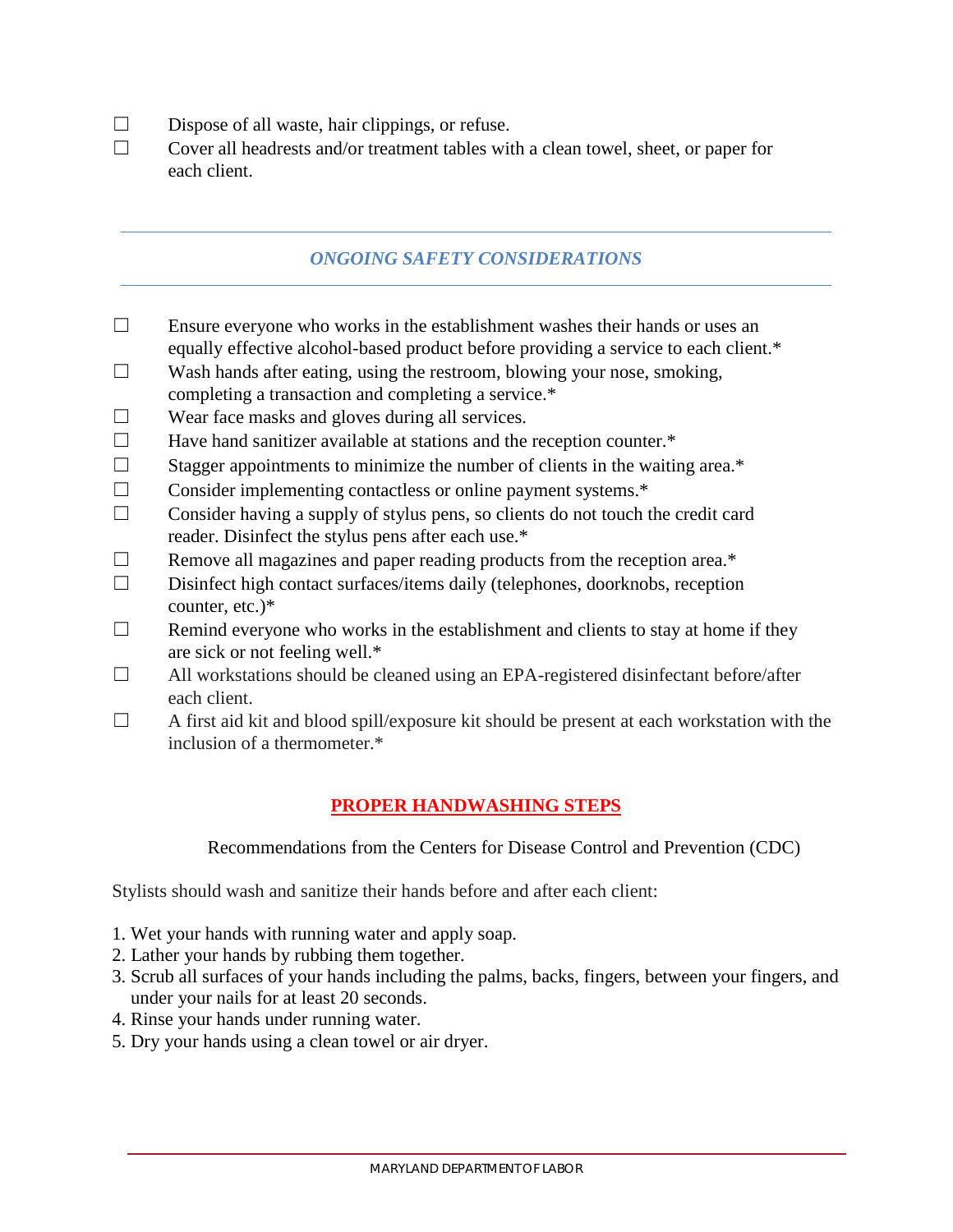- ☐ Dispose of all waste, hair clippings, or refuse.
- ☐ Cover all headrests and/or treatment tables with a clean towel, sheet, or paper for each client.

---

## *ONGOING SAFETY CONSIDERATIONS*

---

- ☐ Ensure everyone who works in the establishment washes their hands or uses an equally effective alcohol-based product before providing a service to each client.*
- ☐ Wash hands after eating, using the restroom, blowing your nose, smoking, completing a transaction and completing a service.*
- ☐ Wear face masks and gloves during all services.
- ☐ Have hand sanitizer available at stations and the reception counter.*
- ☐ Stagger appointments to minimize the number of clients in the waiting area.*
- ☐ Consider implementing contactless or online payment systems.*
- ☐ Consider having a supply of stylus pens, so clients do not touch the credit card reader. Disinfect the stylus pens after each use.*
- ☐ Remove all magazines and paper reading products from the reception area.*
- ☐ Disinfect high contact surfaces/items daily (telephones, doorknobs, reception counter, etc.)*
- ☐ Remind everyone who works in the establishment and clients to stay at home if they are sick or not feeling well.*
- ☐ All workstations should be cleaned using an EPA-registered disinfectant before/after each client.
- ☐ A first aid kit and blood spill/exposure kit should be present at each workstation with the inclusion of a thermometer.*

## **PROPER HANDWASHING STEPS**

Recommendations from the Centers for Disease Control and Prevention (CDC)

Stylists should wash and sanitize their hands before and after each client:

1. Wet your hands with running water and apply soap.
2. Lather your hands by rubbing them together.
3. Scrub all surfaces of your hands including the palms, backs, fingers, between your fingers, and under your nails for at least 20 seconds.
4. Rinse your hands under running water.
5. Dry your hands using a clean towel or air dryer.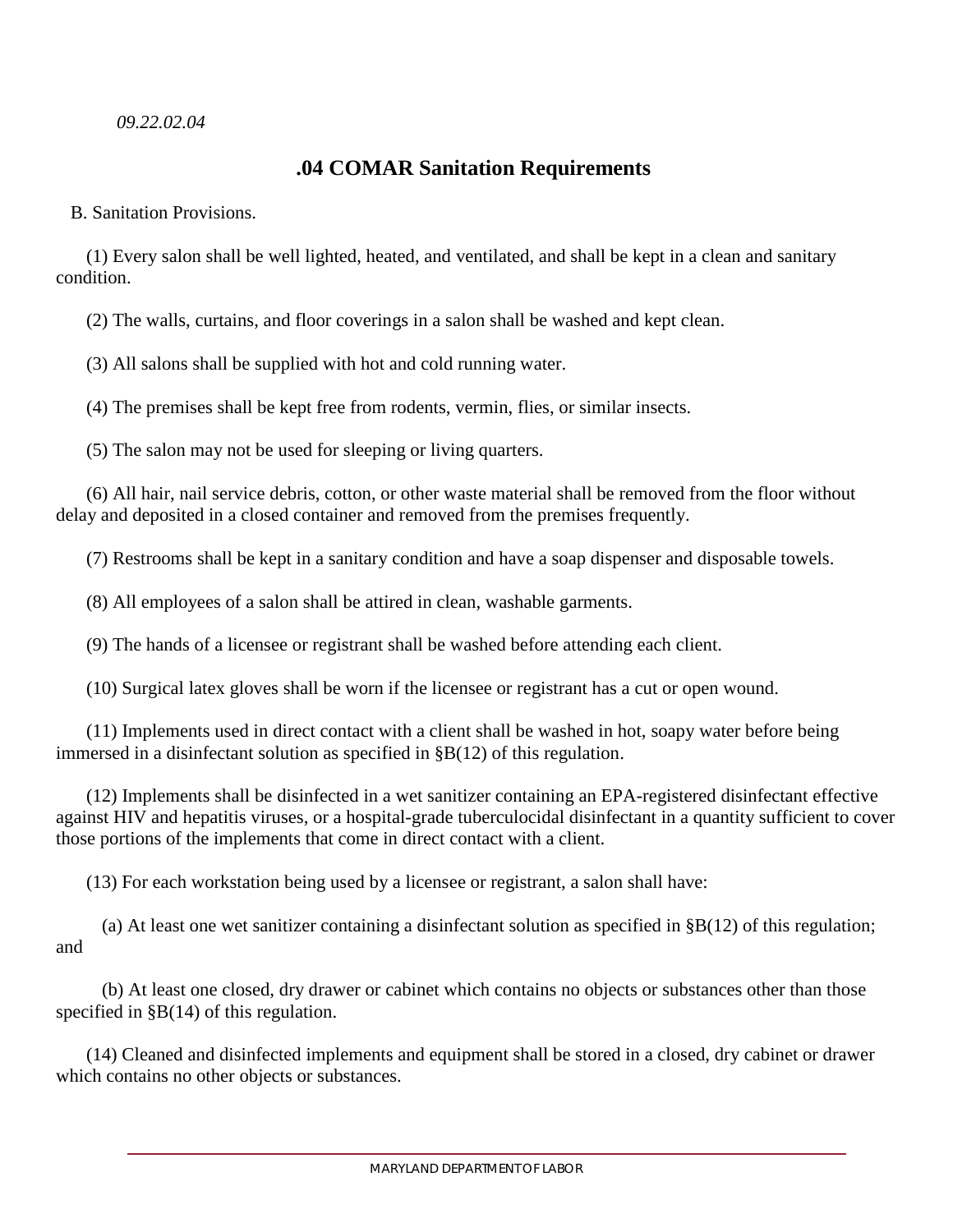*09.22.02.04*

## .04 COMAR Sanitation Requirements

B. Sanitation Provisions.

(1) Every salon shall be well lighted, heated, and ventilated, and shall be kept in a clean and sanitary condition.

(2) The walls, curtains, and floor coverings in a salon shall be washed and kept clean.

(3) All salons shall be supplied with hot and cold running water.

(4) The premises shall be kept free from rodents, vermin, flies, or similar insects.

(5) The salon may not be used for sleeping or living quarters.

(6) All hair, nail service debris, cotton, or other waste material shall be removed from the floor without delay and deposited in a closed container and removed from the premises frequently.

(7) Restrooms shall be kept in a sanitary condition and have a soap dispenser and disposable towels.

(8) All employees of a salon shall be attired in clean, washable garments.

(9) The hands of a licensee or registrant shall be washed before attending each client.

(10) Surgical latex gloves shall be worn if the licensee or registrant has a cut or open wound.

(11) Implements used in direct contact with a client shall be washed in hot, soapy water before being immersed in a disinfectant solution as specified in §B(12) of this regulation.

(12) Implements shall be disinfected in a wet sanitizer containing an EPA-registered disinfectant effective against HIV and hepatitis viruses, or a hospital-grade tuberculocidal disinfectant in a quantity sufficient to cover those portions of the implements that come in direct contact with a client.

(13) For each workstation being used by a licensee or registrant, a salon shall have:

(a) At least one wet sanitizer containing a disinfectant solution as specified in §B(12) of this regulation; and

(b) At least one closed, dry drawer or cabinet which contains no objects or substances other than those specified in §B(14) of this regulation.

(14) Cleaned and disinfected implements and equipment shall be stored in a closed, dry cabinet or drawer which contains no other objects or substances.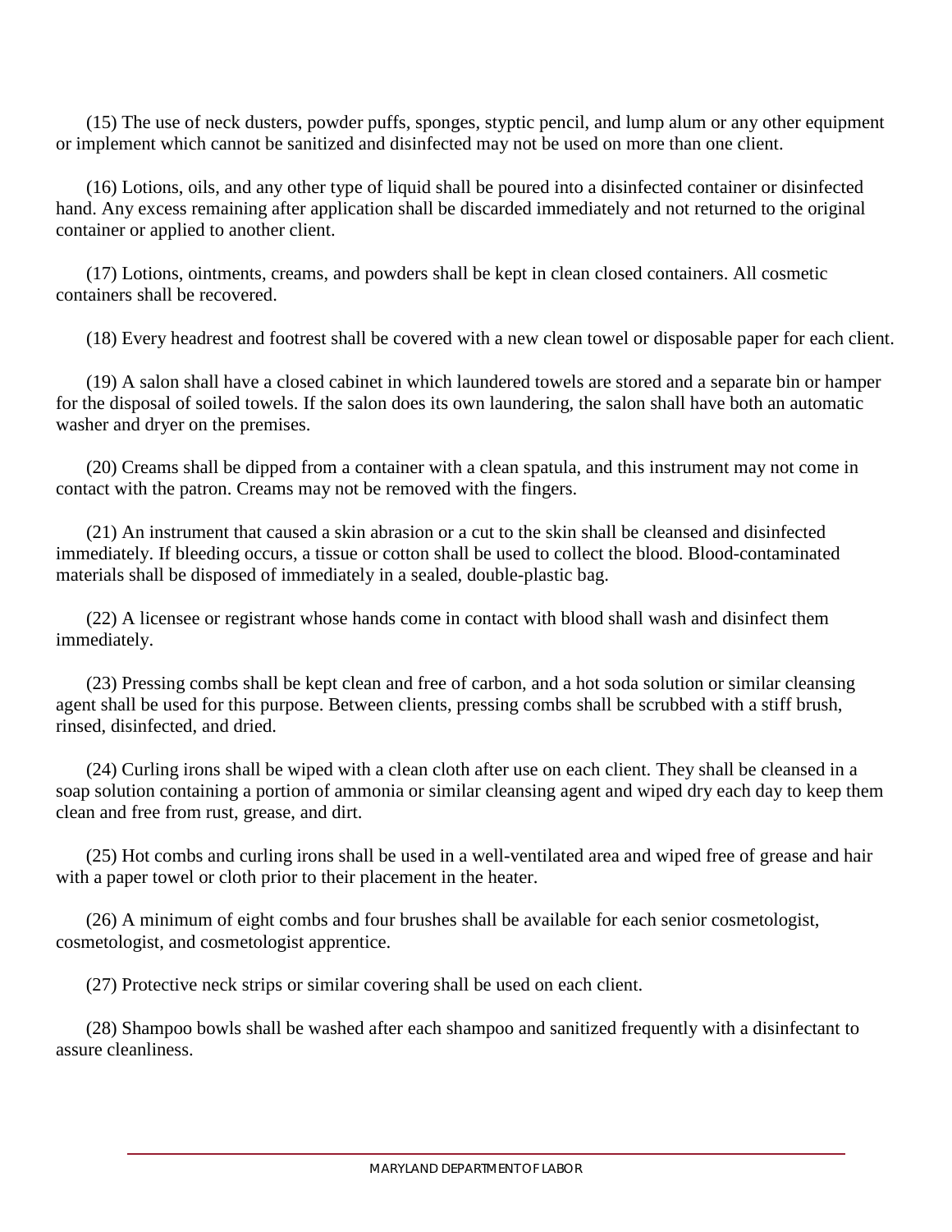(15) The use of neck dusters, powder puffs, sponges, styptic pencil, and lump alum or any other equipment or implement which cannot be sanitized and disinfected may not be used on more than one client.

(16) Lotions, oils, and any other type of liquid shall be poured into a disinfected container or disinfected hand. Any excess remaining after application shall be discarded immediately and not returned to the original container or applied to another client.

(17) Lotions, ointments, creams, and powders shall be kept in clean closed containers. All cosmetic containers shall be recovered.

(18) Every headrest and footrest shall be covered with a new clean towel or disposable paper for each client.

(19) A salon shall have a closed cabinet in which laundered towels are stored and a separate bin or hamper for the disposal of soiled towels. If the salon does its own laundering, the salon shall have both an automatic washer and dryer on the premises.

(20) Creams shall be dipped from a container with a clean spatula, and this instrument may not come in contact with the patron. Creams may not be removed with the fingers.

(21) An instrument that caused a skin abrasion or a cut to the skin shall be cleansed and disinfected immediately. If bleeding occurs, a tissue or cotton shall be used to collect the blood. Blood-contaminated materials shall be disposed of immediately in a sealed, double-plastic bag.

(22) A licensee or registrant whose hands come in contact with blood shall wash and disinfect them immediately.

(23) Pressing combs shall be kept clean and free of carbon, and a hot soda solution or similar cleansing agent shall be used for this purpose. Between clients, pressing combs shall be scrubbed with a stiff brush, rinsed, disinfected, and dried.

(24) Curling irons shall be wiped with a clean cloth after use on each client. They shall be cleansed in a soap solution containing a portion of ammonia or similar cleansing agent and wiped dry each day to keep them clean and free from rust, grease, and dirt.

(25) Hot combs and curling irons shall be used in a well-ventilated area and wiped free of grease and hair with a paper towel or cloth prior to their placement in the heater.

(26) A minimum of eight combs and four brushes shall be available for each senior cosmetologist, cosmetologist, and cosmetologist apprentice.

(27) Protective neck strips or similar covering shall be used on each client.

(28) Shampoo bowls shall be washed after each shampoo and sanitized frequently with a disinfectant to assure cleanliness.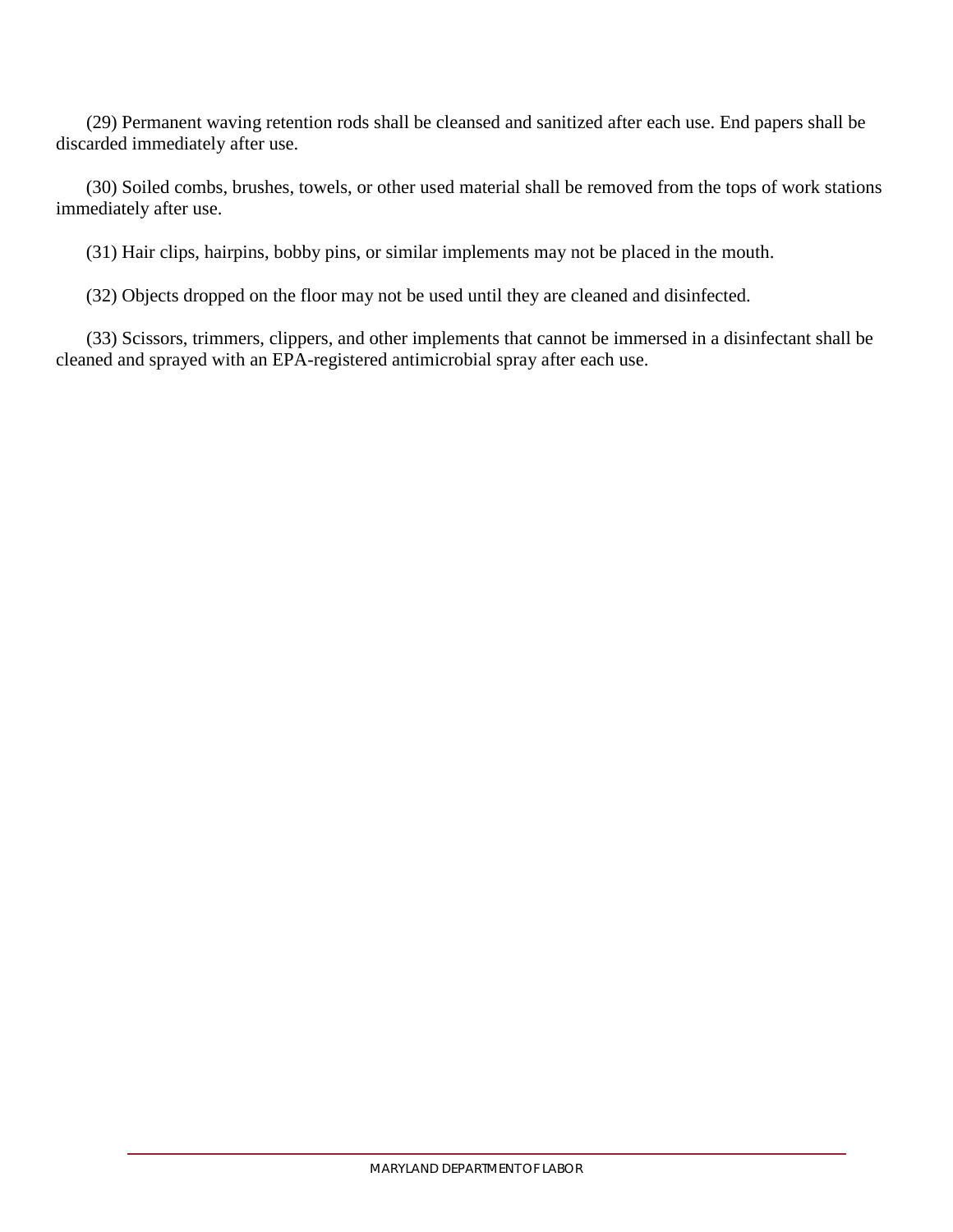(29) Permanent waving retention rods shall be cleansed and sanitized after each use. End papers shall be discarded immediately after use.

(30) Soiled combs, brushes, towels, or other used material shall be removed from the tops of work stations immediately after use.

(31) Hair clips, hairpins, bobby pins, or similar implements may not be placed in the mouth.

(32) Objects dropped on the floor may not be used until they are cleaned and disinfected.

(33) Scissors, trimmers, clippers, and other implements that cannot be immersed in a disinfectant shall be cleaned and sprayed with an EPA-registered antimicrobial spray after each use.